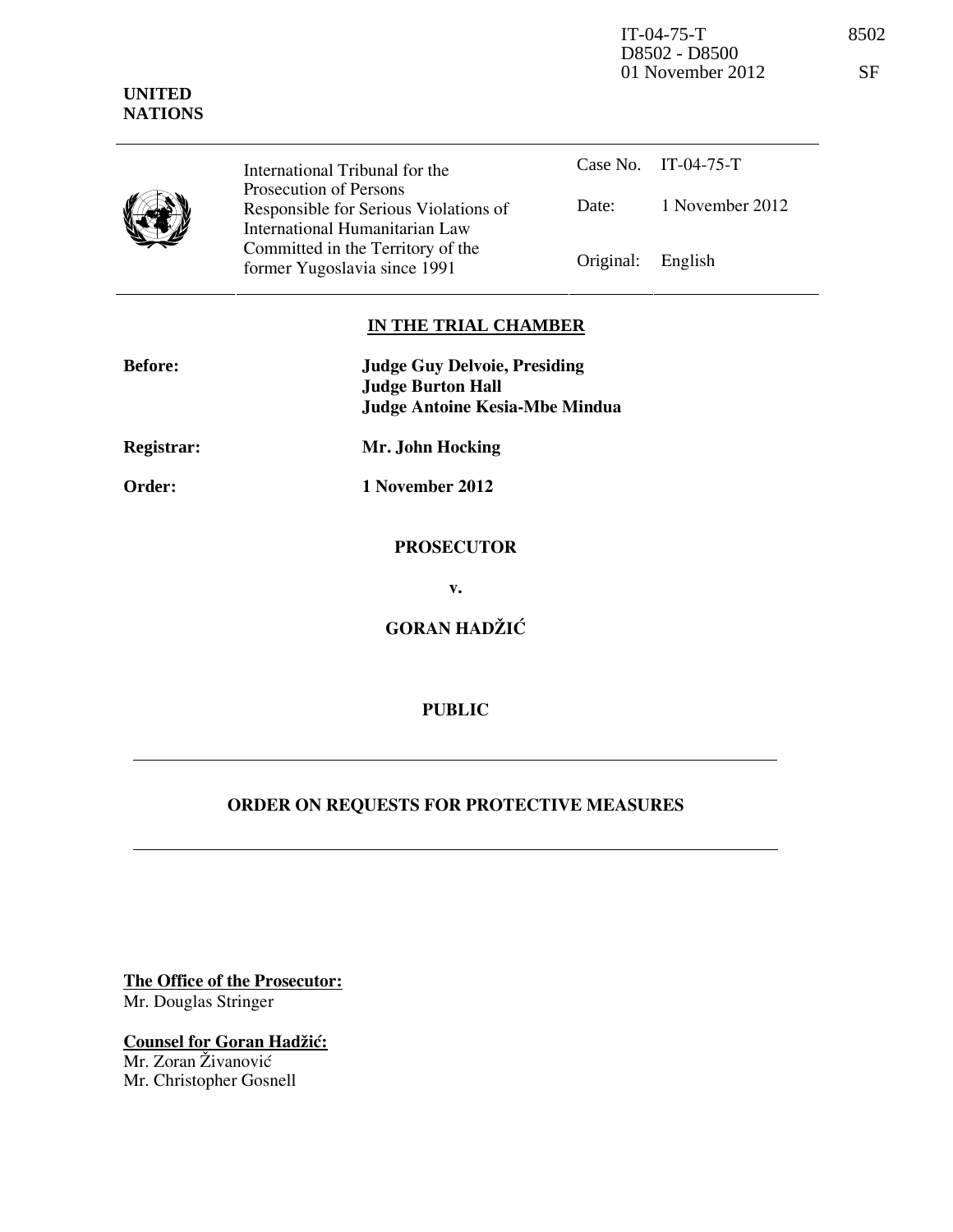IT-04-75-T
D8502 - D8500
01 November 2012

8502

SF

**UNITED NATIONS**

| International Tribunal for the Prosecution of Persons Responsible for Serious Violations of International Humanitarian Law Committed in the Territory of the former Yugoslavia since 1991 | Case No. | IT-04-75-T |
|---|---|---|
| | Date: | 1 November 2012 |
| | Original: | English |

**IN THE TRIAL CHAMBER**

**Before:** **Judge Guy Delvoie, Presiding**
**Judge Burton Hall**
**Judge Antoine Kesia-Mbe Mindua**

**Registrar:** **Mr. John Hocking**

**Order:** **1 November 2012**

**PROSECUTOR**

**v.**

**GORAN HADŽIĆ**

**PUBLIC**

---

**ORDER ON REQUESTS FOR PROTECTIVE MEASURES**

---

**The Office of the Prosecutor:**
Mr. Douglas Stringer

**Counsel for Goran Hadžić:**
Mr. Zoran Živanović
Mr. Christopher Gosnell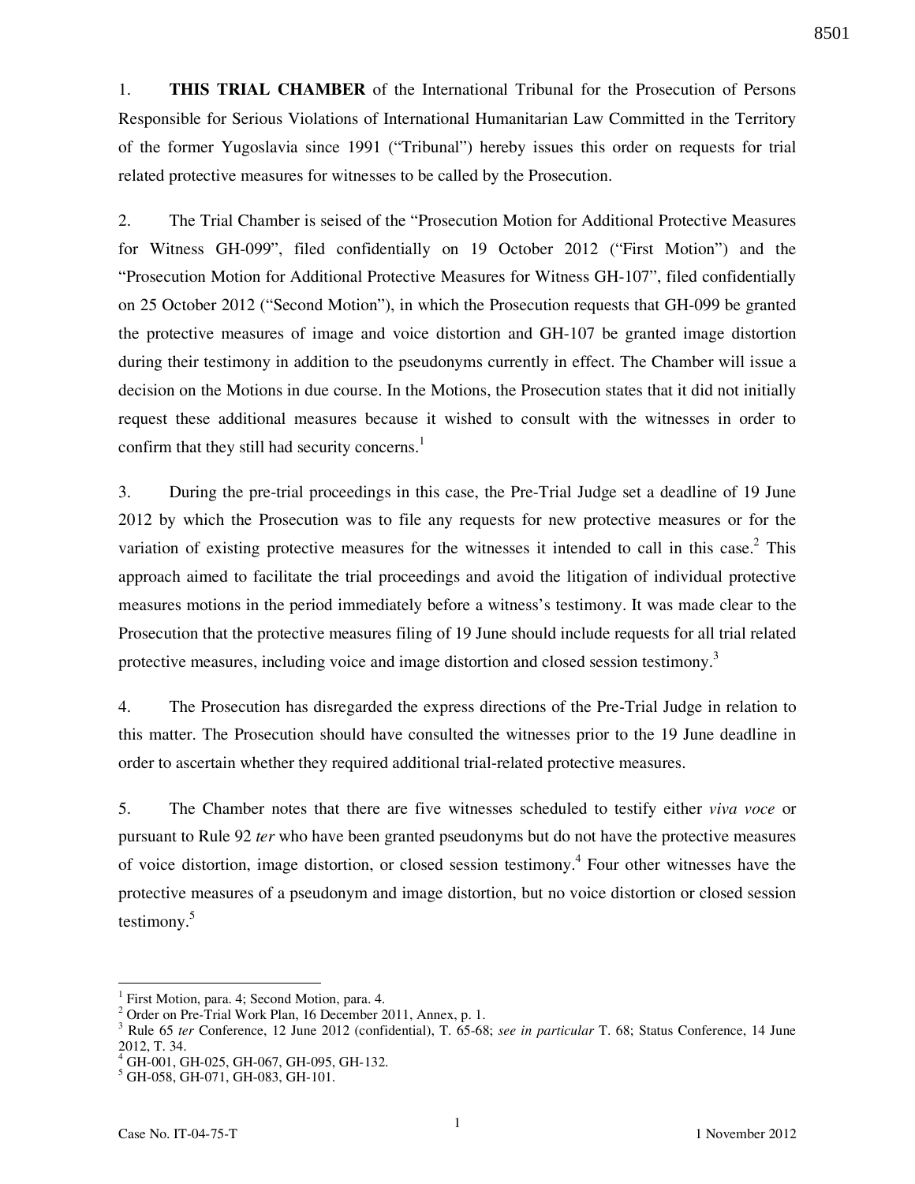1. **THIS TRIAL CHAMBER** of the International Tribunal for the Prosecution of Persons Responsible for Serious Violations of International Humanitarian Law Committed in the Territory of the former Yugoslavia since 1991 ("Tribunal") hereby issues this order on requests for trial related protective measures for witnesses to be called by the Prosecution.

2. The Trial Chamber is seised of the "Prosecution Motion for Additional Protective Measures for Witness GH-099", filed confidentially on 19 October 2012 ("First Motion") and the "Prosecution Motion for Additional Protective Measures for Witness GH-107", filed confidentially on 25 October 2012 ("Second Motion"), in which the Prosecution requests that GH-099 be granted the protective measures of image and voice distortion and GH-107 be granted image distortion during their testimony in addition to the pseudonyms currently in effect. The Chamber will issue a decision on the Motions in due course. In the Motions, the Prosecution states that it did not initially request these additional measures because it wished to consult with the witnesses in order to confirm that they still had security concerns.[1]

3. During the pre-trial proceedings in this case, the Pre-Trial Judge set a deadline of 19 June 2012 by which the Prosecution was to file any requests for new protective measures or for the variation of existing protective measures for the witnesses it intended to call in this case.[2] This approach aimed to facilitate the trial proceedings and avoid the litigation of individual protective measures motions in the period immediately before a witness's testimony. It was made clear to the Prosecution that the protective measures filing of 19 June should include requests for all trial related protective measures, including voice and image distortion and closed session testimony.[3]

4. The Prosecution has disregarded the express directions of the Pre-Trial Judge in relation to this matter. The Prosecution should have consulted the witnesses prior to the 19 June deadline in order to ascertain whether they required additional trial-related protective measures.

5. The Chamber notes that there are five witnesses scheduled to testify either *viva voce* or pursuant to Rule 92 *ter* who have been granted pseudonyms but do not have the protective measures of voice distortion, image distortion, or closed session testimony.[4] Four other witnesses have the protective measures of a pseudonym and image distortion, but no voice distortion or closed session testimony.[5]

---

[1] First Motion, para. 4; Second Motion, para. 4.

[2] Order on Pre-Trial Work Plan, 16 December 2011, Annex, p. 1.

[3] Rule 65 *ter* Conference, 12 June 2012 (confidential), T. 65-68; *see in particular* T. 68; Status Conference, 14 June 2012, T. 34.

[4] GH-001, GH-025, GH-067, GH-095, GH-132.

[5] GH-058, GH-071, GH-083, GH-101.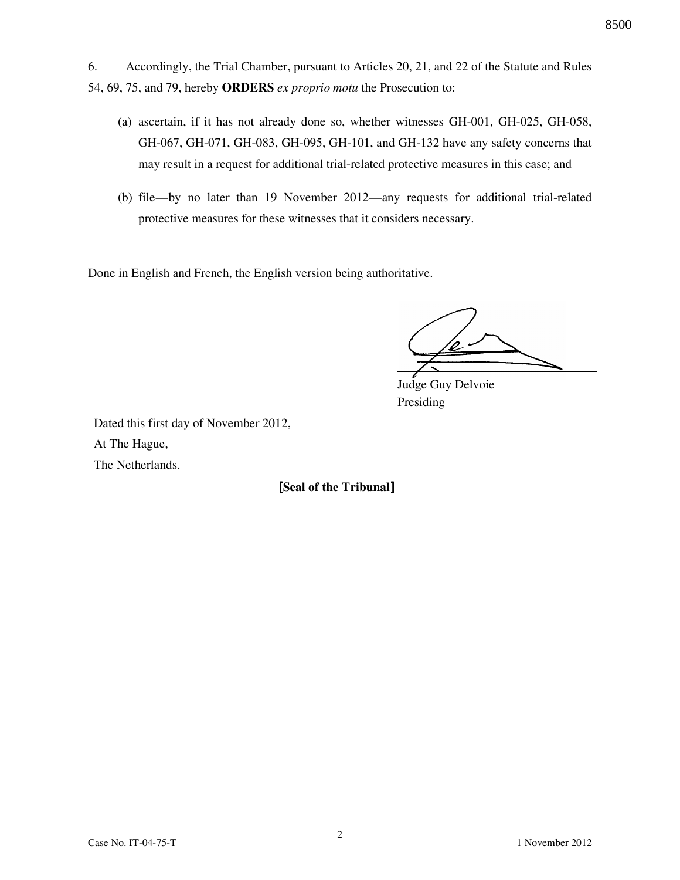6. Accordingly, the Trial Chamber, pursuant to Articles 20, 21, and 22 of the Statute and Rules 54, 69, 75, and 79, hereby **ORDERS** *ex proprio motu* the Prosecution to:

(a) ascertain, if it has not already done so, whether witnesses GH-001, GH-025, GH-058, GH-067, GH-071, GH-083, GH-095, GH-101, and GH-132 have any safety concerns that may result in a request for additional trial-related protective measures in this case; and

(b) file—by no later than 19 November 2012—any requests for additional trial-related protective measures for these witnesses that it considers necessary.

Done in English and French, the English version being authoritative.

Judge Guy Delvoie
Presiding

Dated this first day of November 2012,
At The Hague,
The Netherlands.

**[Seal of the Tribunal]**